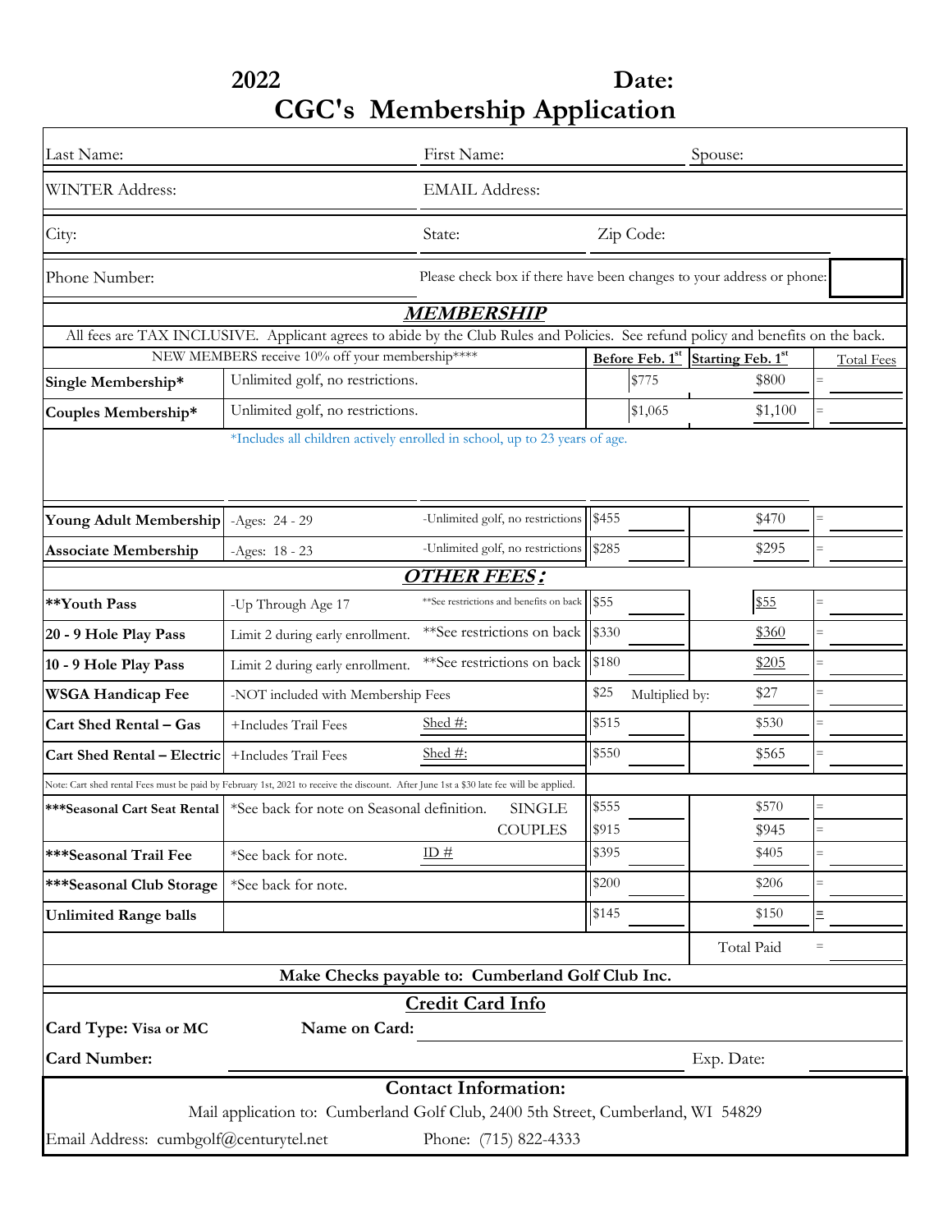# 2022 Date:

# CGC's Membership Application

| Last Name: | First Name: | Spouse: |
|---|---|---|
| WINTER Address: | EMAIL Address: | |
| City: | State: | Zip Code: |
| Phone Number: | Please check box if there have been changes to your address or phone: | |

## MEMBERSHIP

All fees are TAX INCLUSIVE. Applicant agrees to abide by the Club Rules and Policies. See refund policy and benefits on the back.

| NEW MEMBERS receive 10% off your membership**** | | | Before Feb. 1st | Starting Feb. 1st | Total Fees |
|---|---|---|---|---|---|
| Single Membership* | Unlimited golf, no restrictions. | | $775 | $800 | = |
| Couples Membership* | Unlimited golf, no restrictions. | | $1,065 | $1,100 | = |
| | *Includes all children actively enrolled in school, up to 23 years of age. | | | | |
| Young Adult Membership | -Ages: 24 - 29 | -Unlimited golf, no restrictions | $455 | $470 | = |
| Associate Membership | -Ages: 18 - 23 | -Unlimited golf, no restrictions | $285 | $295 | = |

## OTHER FEES:

| | | | Before Feb. 1st | Starting Feb. 1st | Total Fees |
|---|---|---|---|---|---|
| **Youth Pass | -Up Through Age 17 | **See restrictions and benefits on back | $55 | $55 | = |
| 20 - 9 Hole Play Pass | Limit 2 during early enrollment. | **See restrictions on back | $330 | $360 | = |
| 10 - 9 Hole Play Pass | Limit 2 during early enrollment. | **See restrictions on back | $180 | $205 | = |
| WSGA Handicap Fee | -NOT included with Membership Fees | | $25 Multiplied by: | $27 | = |
| Cart Shed Rental – Gas | +Includes Trail Fees | Shed #: | $515 | $530 | = |
| Cart Shed Rental – Electric | +Includes Trail Fees | Shed #: | $550 | $565 | = |

Note: Cart shed rental Fees must be paid by February 1st, 2021 to receive the discount. After June 1st a $30 late fee will be applied.

| | | | Before Feb. 1st | Starting Feb. 1st | Total Fees |
|---|---|---|---|---|---|
| ***Seasonal Cart Seat Rental | *See back for note on Seasonal definition. | SINGLE | $555 | $570 | = |
| | | COUPLES | $915 | $945 | = |
| ***Seasonal Trail Fee | *See back for note. | ID # | $395 | $405 | = |
| ***Seasonal Club Storage | *See back for note. | | $200 | $206 | = |
| Unlimited Range balls | | | $145 | $150 | = |
| | | | | Total Paid | = |

**Make Checks payable to: Cumberland Golf Club Inc.**

## Credit Card Info

**Card Type: Visa or MC** **Name on Card:**

**Card Number:** Exp. Date:

## Contact Information:

Mail application to: Cumberland Golf Club, 2400 5th Street, Cumberland, WI 54829

Email Address: cumbgolf@centurytel.net Phone: (715) 822-4333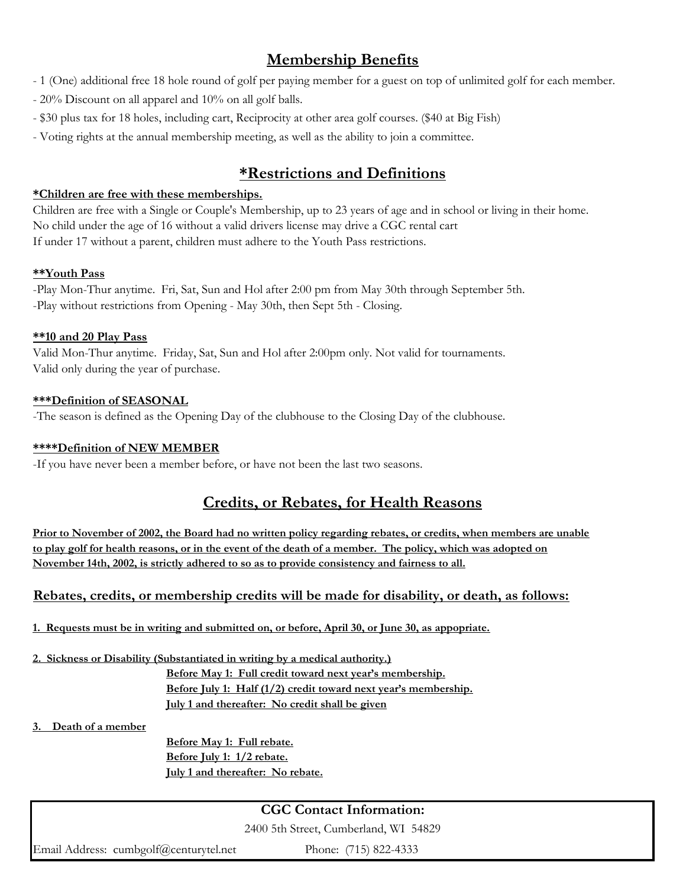## Membership Benefits

- 1 (One) additional free 18 hole round of golf per paying member for a guest on top of unlimited golf for each member.
- 20% Discount on all apparel and 10% on all golf balls.
- $30 plus tax for 18 holes, including cart, Reciprocity at other area golf courses. ($40 at Big Fish)
- Voting rights at the annual membership meeting, as well as the ability to join a committee.

## *Restrictions and Definitions

**\*Children are free with these memberships.**

Children are free with a Single or Couple's Membership, up to 23 years of age and in school or living in their home.
No child under the age of 16 without a valid drivers license may drive a CGC rental cart
If under 17 without a parent, children must adhere to the Youth Pass restrictions.

**\*\*Youth Pass**

-Play Mon-Thur anytime. Fri, Sat, Sun and Hol after 2:00 pm from May 30th through September 5th.
-Play without restrictions from Opening - May 30th, then Sept 5th - Closing.

**\*\*10 and 20 Play Pass**

Valid Mon-Thur anytime. Friday, Sat, Sun and Hol after 2:00pm only. Not valid for tournaments.
Valid only during the year of purchase.

**\*\*\*Definition of SEASONAL**

-The season is defined as the Opening Day of the clubhouse to the Closing Day of the clubhouse.

**\*\*\*\*Definition of NEW MEMBER**

-If you have never been a member before, or have not been the last two seasons.

## Credits, or Rebates, for Health Reasons

**Prior to November of 2002, the Board had no written policy regarding rebates, or credits, when members are unable to play golf for health reasons, or in the event of the death of a member. The policy, which was adopted on November 14th, 2002, is strictly adhered to so as to provide consistency and fairness to all.**

### Rebates, credits, or membership credits will be made for disability, or death, as follows:

**1. Requests must be in writing and submitted on, or before, April 30, or June 30, as appopriate.**

**2. Sickness or Disability (Substantiated in writing by a medical authority.)**

**Before May 1: Full credit toward next year's membership.**
**Before July 1: Half (1/2) credit toward next year's membership.**
**July 1 and thereafter: No credit shall be given**

**3. Death of a member**

**Before May 1: Full rebate.**
**Before July 1: 1/2 rebate.**
**July 1 and thereafter: No rebate.**

**CGC Contact Information:**

2400 5th Street, Cumberland, WI 54829

Email Address: cumbgolf@centurytel.net Phone: (715) 822-4333